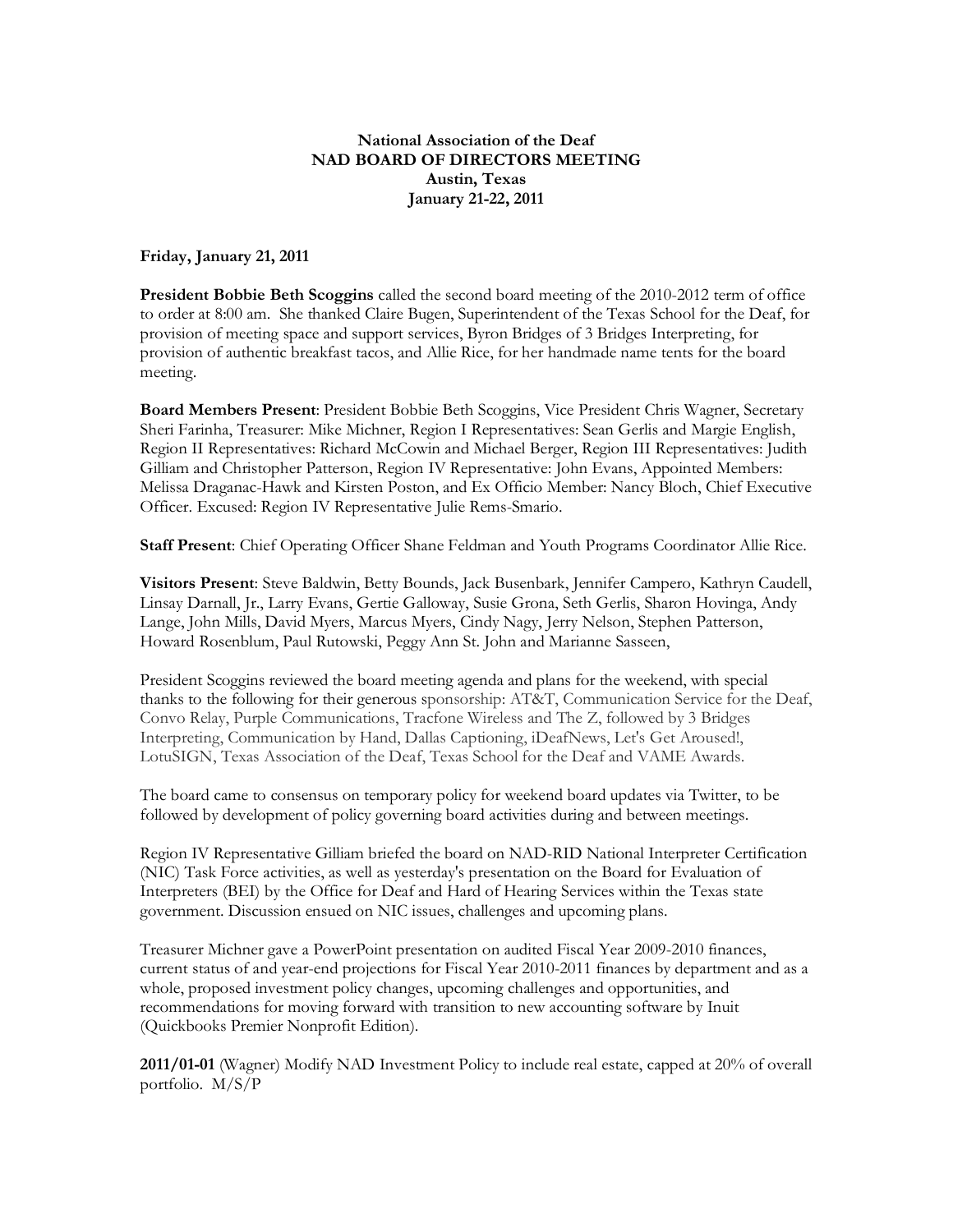**National Association of the Deaf**
**NAD BOARD OF DIRECTORS MEETING**
**Austin, Texas**
**January 21-22, 2011**

**Friday, January 21, 2011**

**President Bobbie Beth Scoggins** called the second board meeting of the 2010-2012 term of office to order at 8:00 am. She thanked Claire Bugen, Superintendent of the Texas School for the Deaf, for provision of meeting space and support services, Byron Bridges of 3 Bridges Interpreting, for provision of authentic breakfast tacos, and Allie Rice, for her handmade name tents for the board meeting.

**Board Members Present**: President Bobbie Beth Scoggins, Vice President Chris Wagner, Secretary Sheri Farinha, Treasurer: Mike Michner, Region I Representatives: Sean Gerlis and Margie English, Region II Representatives: Richard McCowin and Michael Berger, Region III Representatives: Judith Gilliam and Christopher Patterson, Region IV Representative: John Evans, Appointed Members: Melissa Draganac-Hawk and Kirsten Poston, and Ex Officio Member: Nancy Bloch, Chief Executive Officer. Excused: Region IV Representative Julie Rems-Smario.

**Staff Present**: Chief Operating Officer Shane Feldman and Youth Programs Coordinator Allie Rice.

**Visitors Present**: Steve Baldwin, Betty Bounds, Jack Busenbark, Jennifer Campero, Kathryn Caudell, Linsay Darnall, Jr., Larry Evans, Gertie Galloway, Susie Grona, Seth Gerlis, Sharon Hovinga, Andy Lange, John Mills, David Myers, Marcus Myers, Cindy Nagy, Jerry Nelson, Stephen Patterson, Howard Rosenblum, Paul Rutowski, Peggy Ann St. John and Marianne Sasseen,

President Scoggins reviewed the board meeting agenda and plans for the weekend, with special thanks to the following for their generous sponsorship: AT&T, Communication Service for the Deaf, Convo Relay, Purple Communications, Tracfone Wireless and The Z, followed by 3 Bridges Interpreting, Communication by Hand, Dallas Captioning, iDeafNews, Let's Get Aroused!, LotuSIGN, Texas Association of the Deaf, Texas School for the Deaf and VAME Awards.

The board came to consensus on temporary policy for weekend board updates via Twitter, to be followed by development of policy governing board activities during and between meetings.

Region IV Representative Gilliam briefed the board on NAD-RID National Interpreter Certification (NIC) Task Force activities, as well as yesterday's presentation on the Board for Evaluation of Interpreters (BEI) by the Office for Deaf and Hard of Hearing Services within the Texas state government. Discussion ensued on NIC issues, challenges and upcoming plans.

Treasurer Michner gave a PowerPoint presentation on audited Fiscal Year 2009-2010 finances, current status of and year-end projections for Fiscal Year 2010-2011 finances by department and as a whole, proposed investment policy changes, upcoming challenges and opportunities, and recommendations for moving forward with transition to new accounting software by Inuit (Quickbooks Premier Nonprofit Edition).

**2011/01-01** (Wagner) Modify NAD Investment Policy to include real estate, capped at 20% of overall portfolio. M/S/P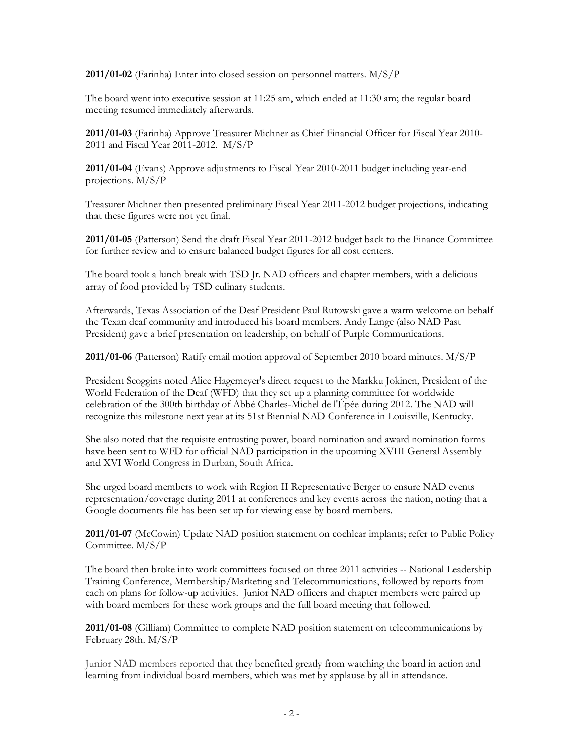**2011/01-02** (Farinha) Enter into closed session on personnel matters. M/S/P

The board went into executive session at 11:25 am, which ended at 11:30 am; the regular board meeting resumed immediately afterwards.

**2011/01-03** (Farinha) Approve Treasurer Michner as Chief Financial Officer for Fiscal Year 2010-2011 and Fiscal Year 2011-2012. M/S/P

**2011/01-04** (Evans) Approve adjustments to Fiscal Year 2010-2011 budget including year-end projections. M/S/P

Treasurer Michner then presented preliminary Fiscal Year 2011-2012 budget projections, indicating that these figures were not yet final.

**2011/01-05** (Patterson) Send the draft Fiscal Year 2011-2012 budget back to the Finance Committee for further review and to ensure balanced budget figures for all cost centers.

The board took a lunch break with TSD Jr. NAD officers and chapter members, with a delicious array of food provided by TSD culinary students.

Afterwards, Texas Association of the Deaf President Paul Rutowski gave a warm welcome on behalf the Texan deaf community and introduced his board members. Andy Lange (also NAD Past President) gave a brief presentation on leadership, on behalf of Purple Communications.

**2011/01-06** (Patterson) Ratify email motion approval of September 2010 board minutes. M/S/P

President Scoggins noted Alice Hagemeyer's direct request to the Markku Jokinen, President of the World Federation of the Deaf (WFD) that they set up a planning committee for worldwide celebration of the 300th birthday of Abbé Charles-Michel de l'Épée during 2012. The NAD will recognize this milestone next year at its 51st Biennial NAD Conference in Louisville, Kentucky.

She also noted that the requisite entrusting power, board nomination and award nomination forms have been sent to WFD for official NAD participation in the upcoming XVIII General Assembly and XVI World Congress in Durban, South Africa.

She urged board members to work with Region II Representative Berger to ensure NAD events representation/coverage during 2011 at conferences and key events across the nation, noting that a Google documents file has been set up for viewing ease by board members.

**2011/01-07** (McCowin) Update NAD position statement on cochlear implants; refer to Public Policy Committee. M/S/P

The board then broke into work committees focused on three 2011 activities -- National Leadership Training Conference, Membership/Marketing and Telecommunications, followed by reports from each on plans for follow-up activities. Junior NAD officers and chapter members were paired up with board members for these work groups and the full board meeting that followed.

**2011/01-08** (Gilliam) Committee to complete NAD position statement on telecommunications by February 28th. M/S/P

Junior NAD members reported that they benefited greatly from watching the board in action and learning from individual board members, which was met by applause by all in attendance.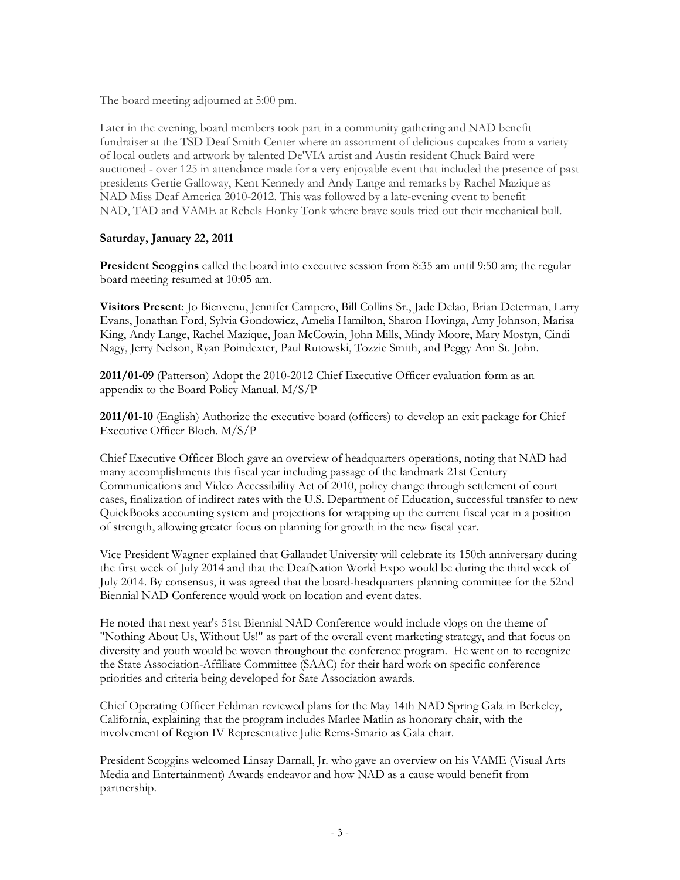The board meeting adjourned at 5:00 pm.

Later in the evening, board members took part in a community gathering and NAD benefit fundraiser at the TSD Deaf Smith Center where an assortment of delicious cupcakes from a variety of local outlets and artwork by talented De'VIA artist and Austin resident Chuck Baird were auctioned - over 125 in attendance made for a very enjoyable event that included the presence of past presidents Gertie Galloway, Kent Kennedy and Andy Lange and remarks by Rachel Mazique as NAD Miss Deaf America 2010-2012. This was followed by a late-evening event to benefit NAD, TAD and VAME at Rebels Honky Tonk where brave souls tried out their mechanical bull.

**Saturday, January 22, 2011**

**President Scoggins** called the board into executive session from 8:35 am until 9:50 am; the regular board meeting resumed at 10:05 am.

**Visitors Present**: Jo Bienvenu, Jennifer Campero, Bill Collins Sr., Jade Delao, Brian Determan, Larry Evans, Jonathan Ford, Sylvia Gondowicz, Amelia Hamilton, Sharon Hovinga, Amy Johnson, Marisa King, Andy Lange, Rachel Mazique, Joan McCowin, John Mills, Mindy Moore, Mary Mostyn, Cindi Nagy, Jerry Nelson, Ryan Poindexter, Paul Rutowski, Tozzie Smith, and Peggy Ann St. John.

**2011/01-09** (Patterson) Adopt the 2010-2012 Chief Executive Officer evaluation form as an appendix to the Board Policy Manual. M/S/P

**2011/01-10** (English) Authorize the executive board (officers) to develop an exit package for Chief Executive Officer Bloch. M/S/P

Chief Executive Officer Bloch gave an overview of headquarters operations, noting that NAD had many accomplishments this fiscal year including passage of the landmark 21st Century Communications and Video Accessibility Act of 2010, policy change through settlement of court cases, finalization of indirect rates with the U.S. Department of Education, successful transfer to new QuickBooks accounting system and projections for wrapping up the current fiscal year in a position of strength, allowing greater focus on planning for growth in the new fiscal year.

Vice President Wagner explained that Gallaudet University will celebrate its 150th anniversary during the first week of July 2014 and that the DeafNation World Expo would be during the third week of July 2014. By consensus, it was agreed that the board-headquarters planning committee for the 52nd Biennial NAD Conference would work on location and event dates.

He noted that next year's 51st Biennial NAD Conference would include vlogs on the theme of "Nothing About Us, Without Us!" as part of the overall event marketing strategy, and that focus on diversity and youth would be woven throughout the conference program. He went on to recognize the State Association-Affiliate Committee (SAAC) for their hard work on specific conference priorities and criteria being developed for Sate Association awards.

Chief Operating Officer Feldman reviewed plans for the May 14th NAD Spring Gala in Berkeley, California, explaining that the program includes Marlee Matlin as honorary chair, with the involvement of Region IV Representative Julie Rems-Smario as Gala chair.

President Scoggins welcomed Linsay Darnall, Jr. who gave an overview on his VAME (Visual Arts Media and Entertainment) Awards endeavor and how NAD as a cause would benefit from partnership.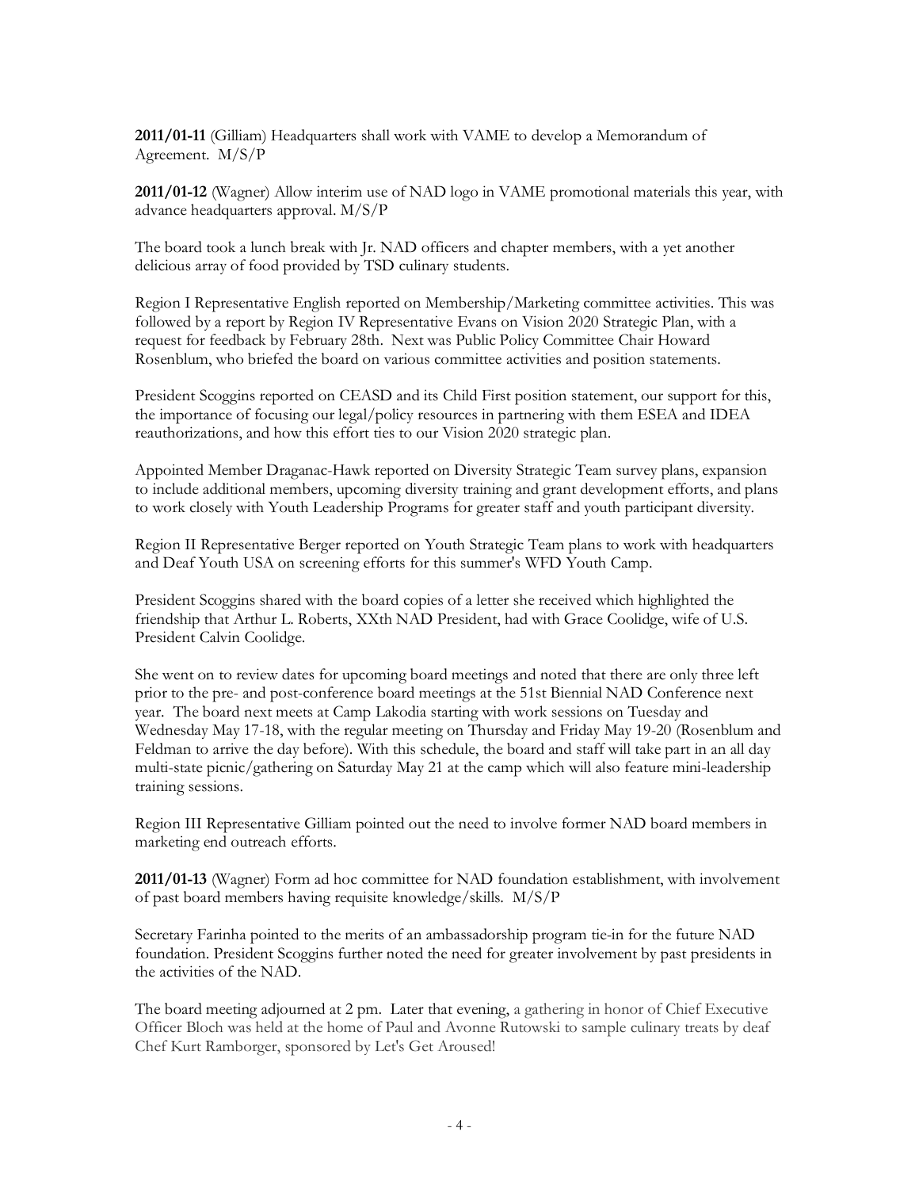**2011/01-11** (Gilliam) Headquarters shall work with VAME to develop a Memorandum of Agreement. M/S/P

**2011/01-12** (Wagner) Allow interim use of NAD logo in VAME promotional materials this year, with advance headquarters approval. M/S/P

The board took a lunch break with Jr. NAD officers and chapter members, with a yet another delicious array of food provided by TSD culinary students.

Region I Representative English reported on Membership/Marketing committee activities. This was followed by a report by Region IV Representative Evans on Vision 2020 Strategic Plan, with a request for feedback by February 28th. Next was Public Policy Committee Chair Howard Rosenblum, who briefed the board on various committee activities and position statements.

President Scoggins reported on CEASD and its Child First position statement, our support for this, the importance of focusing our legal/policy resources in partnering with them ESEA and IDEA reauthorizations, and how this effort ties to our Vision 2020 strategic plan.

Appointed Member Draganac-Hawk reported on Diversity Strategic Team survey plans, expansion to include additional members, upcoming diversity training and grant development efforts, and plans to work closely with Youth Leadership Programs for greater staff and youth participant diversity.

Region II Representative Berger reported on Youth Strategic Team plans to work with headquarters and Deaf Youth USA on screening efforts for this summer's WFD Youth Camp.

President Scoggins shared with the board copies of a letter she received which highlighted the friendship that Arthur L. Roberts, XXth NAD President, had with Grace Coolidge, wife of U.S. President Calvin Coolidge.

She went on to review dates for upcoming board meetings and noted that there are only three left prior to the pre- and post-conference board meetings at the 51st Biennial NAD Conference next year. The board next meets at Camp Lakodia starting with work sessions on Tuesday and Wednesday May 17-18, with the regular meeting on Thursday and Friday May 19-20 (Rosenblum and Feldman to arrive the day before). With this schedule, the board and staff will take part in an all day multi-state picnic/gathering on Saturday May 21 at the camp which will also feature mini-leadership training sessions.

Region III Representative Gilliam pointed out the need to involve former NAD board members in marketing end outreach efforts.

**2011/01-13** (Wagner) Form ad hoc committee for NAD foundation establishment, with involvement of past board members having requisite knowledge/skills. M/S/P

Secretary Farinha pointed to the merits of an ambassadorship program tie-in for the future NAD foundation. President Scoggins further noted the need for greater involvement by past presidents in the activities of the NAD.

The board meeting adjourned at 2 pm. Later that evening, a gathering in honor of Chief Executive Officer Bloch was held at the home of Paul and Avonne Rutowski to sample culinary treats by deaf Chef Kurt Ramborger, sponsored by Let's Get Aroused!